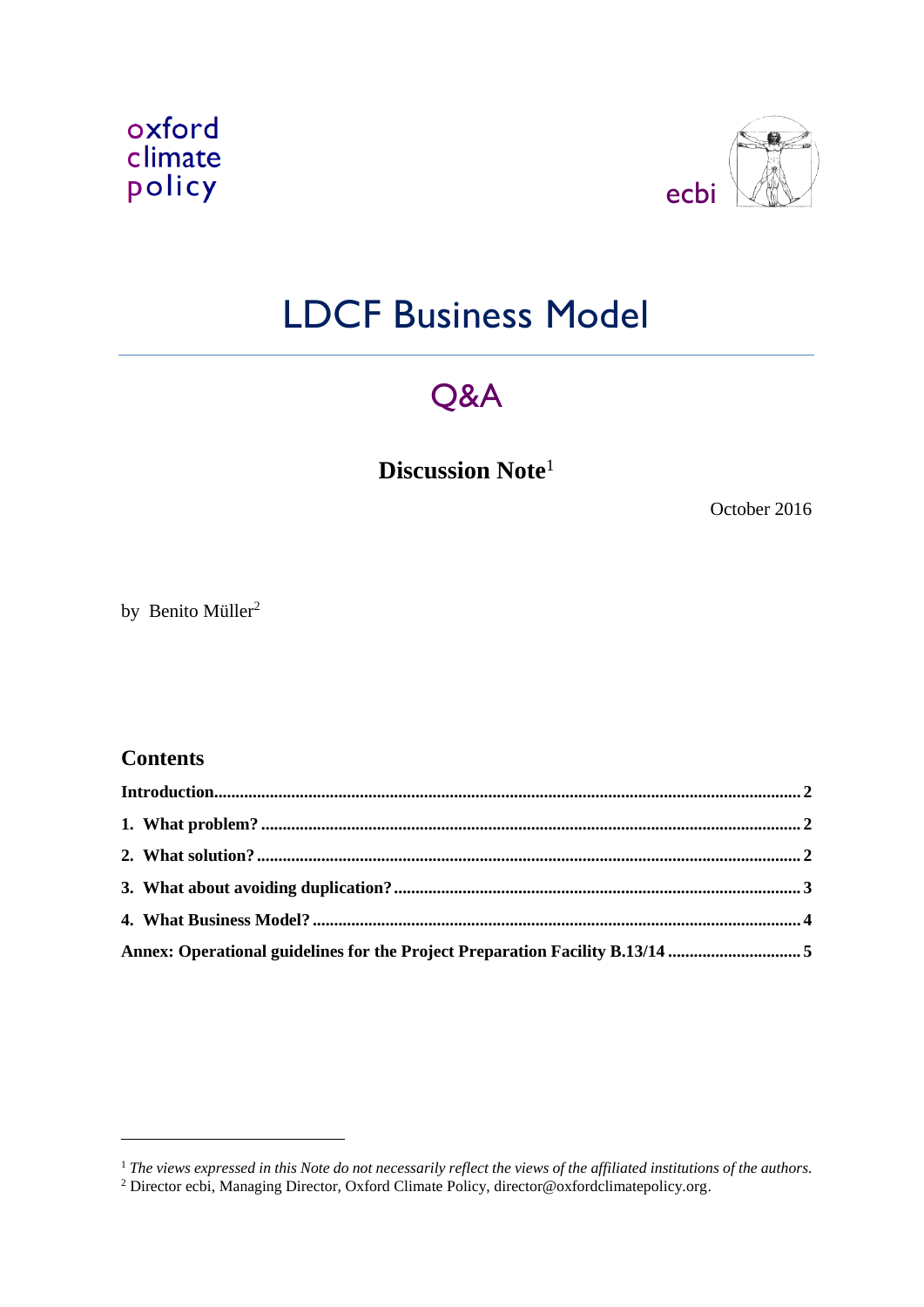oxford
climate
policy

ecbi

# LDCF Business Model

## Q&A

**Discussion Note**[1]

October 2016

by Benito Müller[2]

## Contents

**Introduction** ..... 2

**1. What problem?** ..... 2

**2. What solution?** ..... 2

**3. What about avoiding duplication?** ..... 3

**4. What Business Model?** ..... 4

**Annex: Operational guidelines for the Project Preparation Facility B.13/14** ..... 5

---

[1] *The views expressed in this Note do not necessarily reflect the views of the affiliated institutions of the authors.*

[2] Director ecbi, Managing Director, Oxford Climate Policy, director@oxfordclimatepolicy.org.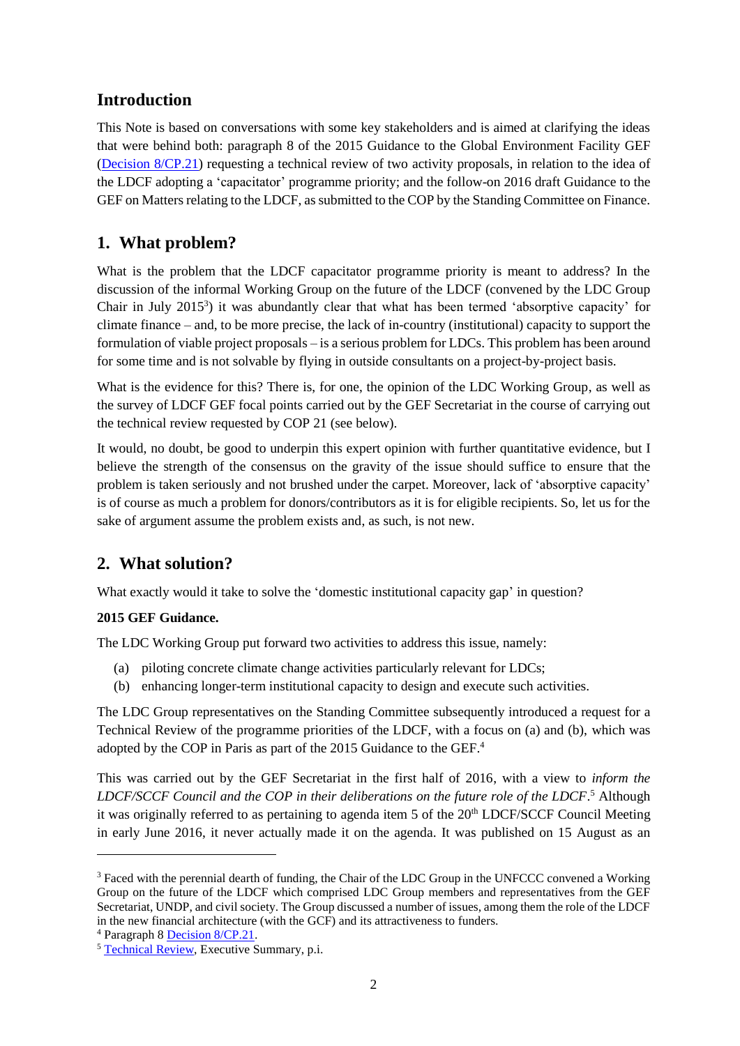## Introduction

This Note is based on conversations with some key stakeholders and is aimed at clarifying the ideas that were behind both: paragraph 8 of the 2015 Guidance to the Global Environment Facility GEF (Decision 8/CP.21) requesting a technical review of two activity proposals, in relation to the idea of the LDCF adopting a 'capacitator' programme priority; and the follow-on 2016 draft Guidance to the GEF on Matters relating to the LDCF, as submitted to the COP by the Standing Committee on Finance.

## 1. What problem?

What is the problem that the LDCF capacitator programme priority is meant to address? In the discussion of the informal Working Group on the future of the LDCF (convened by the LDC Group Chair in July 2015[3]) it was abundantly clear that what has been termed 'absorptive capacity' for climate finance – and, to be more precise, the lack of in-country (institutional) capacity to support the formulation of viable project proposals – is a serious problem for LDCs. This problem has been around for some time and is not solvable by flying in outside consultants on a project-by-project basis.

What is the evidence for this? There is, for one, the opinion of the LDC Working Group, as well as the survey of LDCF GEF focal points carried out by the GEF Secretariat in the course of carrying out the technical review requested by COP 21 (see below).

It would, no doubt, be good to underpin this expert opinion with further quantitative evidence, but I believe the strength of the consensus on the gravity of the issue should suffice to ensure that the problem is taken seriously and not brushed under the carpet. Moreover, lack of 'absorptive capacity' is of course as much a problem for donors/contributors as it is for eligible recipients. So, let us for the sake of argument assume the problem exists and, as such, is not new.

## 2. What solution?

What exactly would it take to solve the 'domestic institutional capacity gap' in question?

**2015 GEF Guidance.**

The LDC Working Group put forward two activities to address this issue, namely:

(a) piloting concrete climate change activities particularly relevant for LDCs;

(b) enhancing longer-term institutional capacity to design and execute such activities.

The LDC Group representatives on the Standing Committee subsequently introduced a request for a Technical Review of the programme priorities of the LDCF, with a focus on (a) and (b), which was adopted by the COP in Paris as part of the 2015 Guidance to the GEF.[4]

This was carried out by the GEF Secretariat in the first half of 2016, with a view to *inform the LDCF/SCCF Council and the COP in their deliberations on the future role of the LDCF*.[5] Although it was originally referred to as pertaining to agenda item 5 of the 20th LDCF/SCCF Council Meeting in early June 2016, it never actually made it on the agenda. It was published on 15 August as an

---

[3] Faced with the perennial dearth of funding, the Chair of the LDC Group in the UNFCCC convened a Working Group on the future of the LDCF which comprised LDC Group members and representatives from the GEF Secretariat, UNDP, and civil society. The Group discussed a number of issues, among them the role of the LDCF in the new financial architecture (with the GCF) and its attractiveness to funders.

[4] Paragraph 8 Decision 8/CP.21.

[5] Technical Review, Executive Summary, p.i.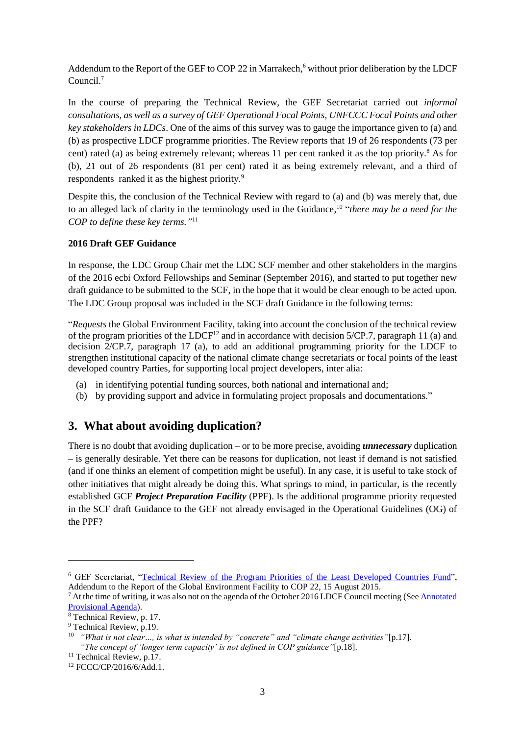Addendum to the Report of the GEF to COP 22 in Marrakech,[6] without prior deliberation by the LDCF Council.[7]

In the course of preparing the Technical Review, the GEF Secretariat carried out *informal consultations, as well as a survey of GEF Operational Focal Points, UNFCCC Focal Points and other key stakeholders in LDCs*. One of the aims of this survey was to gauge the importance given to (a) and (b) as prospective LDCF programme priorities. The Review reports that 19 of 26 respondents (73 per cent) rated (a) as being extremely relevant; whereas 11 per cent ranked it as the top priority.[8] As for (b), 21 out of 26 respondents (81 per cent) rated it as being extremely relevant, and a third of respondents ranked it as the highest priority.[9]

Despite this, the conclusion of the Technical Review with regard to (a) and (b) was merely that, due to an alleged lack of clarity in the terminology used in the Guidance,[10] "*there may be a need for the COP to define these key terms.*"[11]

**2016 Draft GEF Guidance**

In response, the LDC Group Chair met the LDC SCF member and other stakeholders in the margins of the 2016 ecbi Oxford Fellowships and Seminar (September 2016), and started to put together new draft guidance to be submitted to the SCF, in the hope that it would be clear enough to be acted upon. The LDC Group proposal was included in the SCF draft Guidance in the following terms:

"*Requests* the Global Environment Facility, taking into account the conclusion of the technical review of the program priorities of the LDCF[12] and in accordance with decision 5/CP.7, paragraph 11 (a) and decision 2/CP.7, paragraph 17 (a), to add an additional programming priority for the LDCF to strengthen institutional capacity of the national climate change secretariats or focal points of the least developed country Parties, for supporting local project developers, inter alia:

(a) in identifying potential funding sources, both national and international and;
(b) by providing support and advice in formulating project proposals and documentations."

## 3. What about avoiding duplication?

There is no doubt that avoiding duplication – or to be more precise, avoiding ***unnecessary*** duplication – is generally desirable. Yet there can be reasons for duplication, not least if demand is not satisfied (and if one thinks an element of competition might be useful). In any case, it is useful to take stock of other initiatives that might already be doing this. What springs to mind, in particular, is the recently established GCF ***Project Preparation Facility*** (PPF). Is the additional programme priority requested in the SCF draft Guidance to the GEF not already envisaged in the Operational Guidelines (OG) of the PPF?

---

[6] GEF Secretariat, "Technical Review of the Program Priorities of the Least Developed Countries Fund", Addendum to the Report of the Global Environment Facility to COP 22, 15 August 2015.

[7] At the time of writing, it was also not on the agenda of the October 2016 LDCF Council meeting (See Annotated Provisional Agenda).

[8] Technical Review, p. 17.

[9] Technical Review, p.19.

[10] *"What is not clear…, is what is intended by "concrete" and "climate change activities"*[p.17]. *"The concept of 'longer term capacity' is not defined in COP guidance"*[p.18].

[11] Technical Review, p.17.

[12] FCCC/CP/2016/6/Add.1.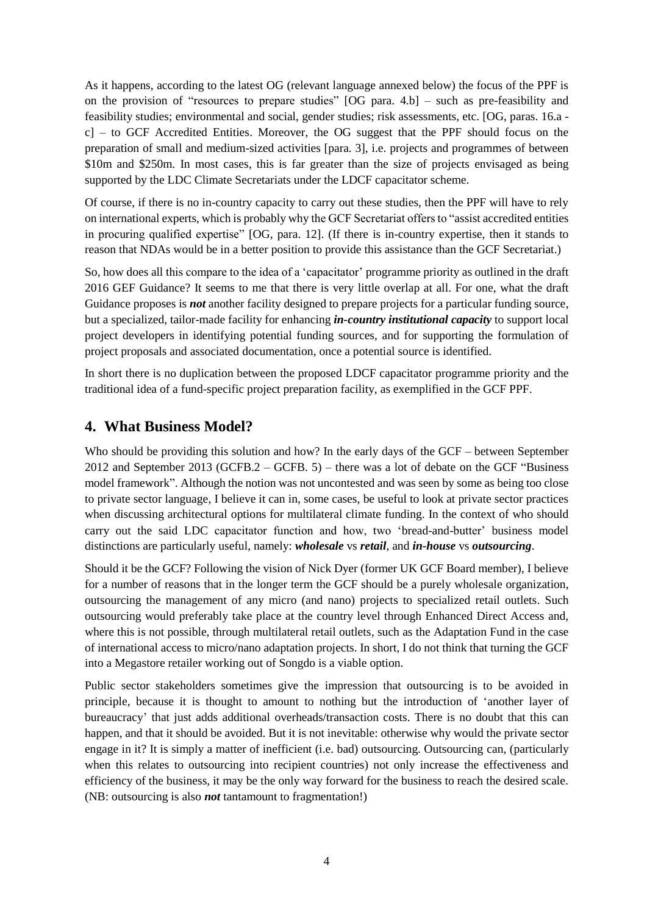As it happens, according to the latest OG (relevant language annexed below) the focus of the PPF is on the provision of "resources to prepare studies" [OG para. 4.b] – such as pre-feasibility and feasibility studies; environmental and social, gender studies; risk assessments, etc. [OG, paras. 16.a - c] – to GCF Accredited Entities. Moreover, the OG suggest that the PPF should focus on the preparation of small and medium-sized activities [para. 3], i.e. projects and programmes of between \$10m and \$250m. In most cases, this is far greater than the size of projects envisaged as being supported by the LDC Climate Secretariats under the LDCF capacitator scheme.

Of course, if there is no in-country capacity to carry out these studies, then the PPF will have to rely on international experts, which is probably why the GCF Secretariat offers to "assist accredited entities in procuring qualified expertise" [OG, para. 12]. (If there is in-country expertise, then it stands to reason that NDAs would be in a better position to provide this assistance than the GCF Secretariat.)

So, how does all this compare to the idea of a 'capacitator' programme priority as outlined in the draft 2016 GEF Guidance? It seems to me that there is very little overlap at all. For one, what the draft Guidance proposes is ***not*** another facility designed to prepare projects for a particular funding source, but a specialized, tailor-made facility for enhancing ***in-country institutional capacity*** to support local project developers in identifying potential funding sources, and for supporting the formulation of project proposals and associated documentation, once a potential source is identified.

In short there is no duplication between the proposed LDCF capacitator programme priority and the traditional idea of a fund-specific project preparation facility, as exemplified in the GCF PPF.

## 4. What Business Model?

Who should be providing this solution and how? In the early days of the GCF – between September 2012 and September 2013 (GCFB.2 – GCFB. 5) – there was a lot of debate on the GCF "Business model framework". Although the notion was not uncontested and was seen by some as being too close to private sector language, I believe it can in, some cases, be useful to look at private sector practices when discussing architectural options for multilateral climate funding. In the context of who should carry out the said LDC capacitator function and how, two 'bread-and-butter' business model distinctions are particularly useful, namely: ***wholesale*** vs ***retail***, and ***in-house*** vs ***outsourcing***.

Should it be the GCF? Following the vision of Nick Dyer (former UK GCF Board member), I believe for a number of reasons that in the longer term the GCF should be a purely wholesale organization, outsourcing the management of any micro (and nano) projects to specialized retail outlets. Such outsourcing would preferably take place at the country level through Enhanced Direct Access and, where this is not possible, through multilateral retail outlets, such as the Adaptation Fund in the case of international access to micro/nano adaptation projects. In short, I do not think that turning the GCF into a Megastore retailer working out of Songdo is a viable option.

Public sector stakeholders sometimes give the impression that outsourcing is to be avoided in principle, because it is thought to amount to nothing but the introduction of 'another layer of bureaucracy' that just adds additional overheads/transaction costs. There is no doubt that this can happen, and that it should be avoided. But it is not inevitable: otherwise why would the private sector engage in it? It is simply a matter of inefficient (i.e. bad) outsourcing. Outsourcing can, (particularly when this relates to outsourcing into recipient countries) not only increase the effectiveness and efficiency of the business, it may be the only way forward for the business to reach the desired scale. (NB: outsourcing is also ***not*** tantamount to fragmentation!)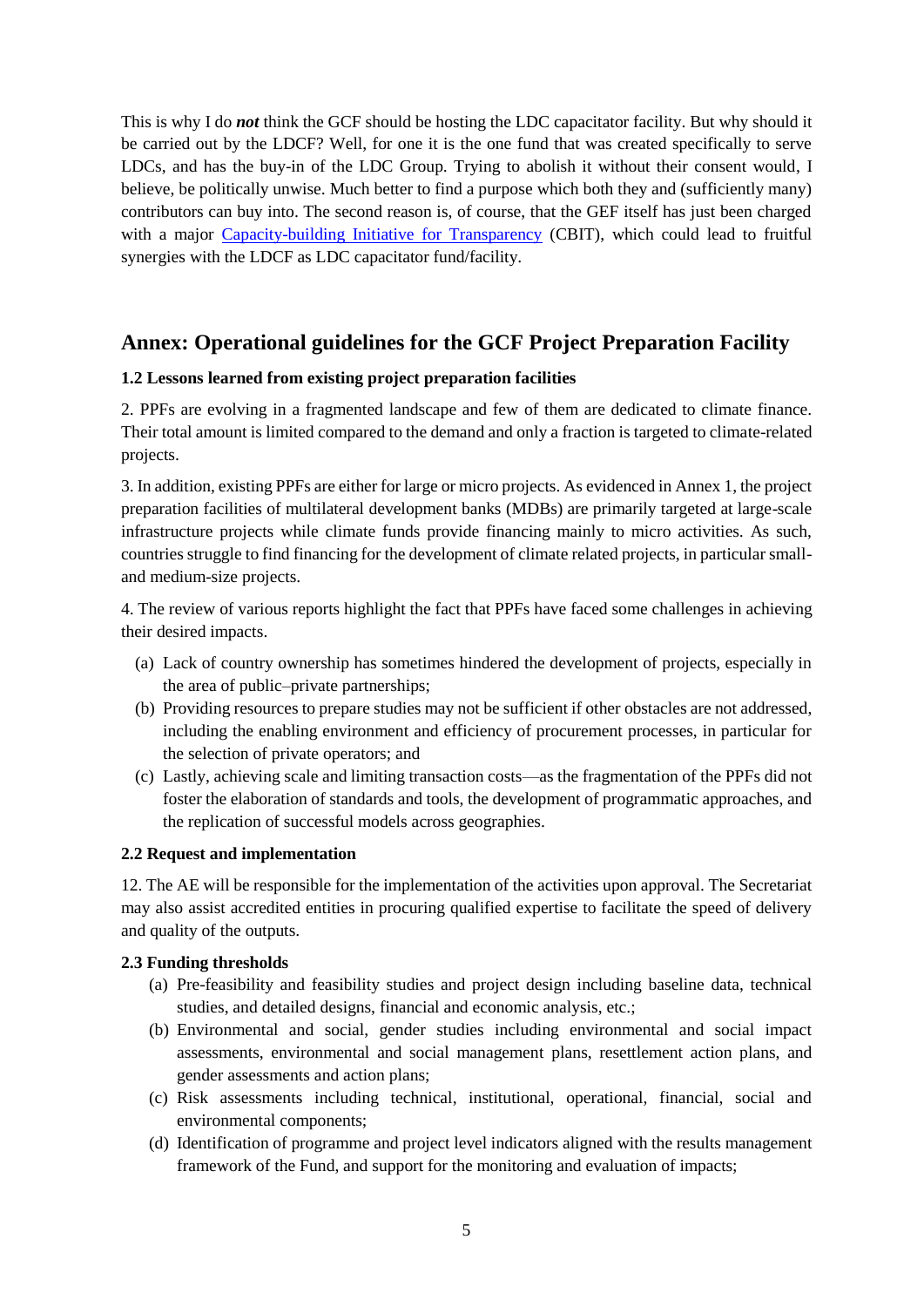This is why I do ***not*** think the GCF should be hosting the LDC capacitator facility. But why should it be carried out by the LDCF? Well, for one it is the one fund that was created specifically to serve LDCs, and has the buy-in of the LDC Group. Trying to abolish it without their consent would, I believe, be politically unwise. Much better to find a purpose which both they and (sufficiently many) contributors can buy into. The second reason is, of course, that the GEF itself has just been charged with a major [Capacity-building Initiative for Transparency](#) (CBIT), which could lead to fruitful synergies with the LDCF as LDC capacitator fund/facility.

## Annex: Operational guidelines for the GCF Project Preparation Facility

**1.2 Lessons learned from existing project preparation facilities**

2. PPFs are evolving in a fragmented landscape and few of them are dedicated to climate finance. Their total amount is limited compared to the demand and only a fraction is targeted to climate-related projects.

3. In addition, existing PPFs are either for large or micro projects. As evidenced in Annex 1, the project preparation facilities of multilateral development banks (MDBs) are primarily targeted at large-scale infrastructure projects while climate funds provide financing mainly to micro activities. As such, countries struggle to find financing for the development of climate related projects, in particular small- and medium-size projects.

4. The review of various reports highlight the fact that PPFs have faced some challenges in achieving their desired impacts.

(a) Lack of country ownership has sometimes hindered the development of projects, especially in the area of public–private partnerships;

(b) Providing resources to prepare studies may not be sufficient if other obstacles are not addressed, including the enabling environment and efficiency of procurement processes, in particular for the selection of private operators; and

(c) Lastly, achieving scale and limiting transaction costs—as the fragmentation of the PPFs did not foster the elaboration of standards and tools, the development of programmatic approaches, and the replication of successful models across geographies.

**2.2 Request and implementation**

12. The AE will be responsible for the implementation of the activities upon approval. The Secretariat may also assist accredited entities in procuring qualified expertise to facilitate the speed of delivery and quality of the outputs.

**2.3 Funding thresholds**

(a) Pre-feasibility and feasibility studies and project design including baseline data, technical studies, and detailed designs, financial and economic analysis, etc.;

(b) Environmental and social, gender studies including environmental and social impact assessments, environmental and social management plans, resettlement action plans, and gender assessments and action plans;

(c) Risk assessments including technical, institutional, operational, financial, social and environmental components;

(d) Identification of programme and project level indicators aligned with the results management framework of the Fund, and support for the monitoring and evaluation of impacts;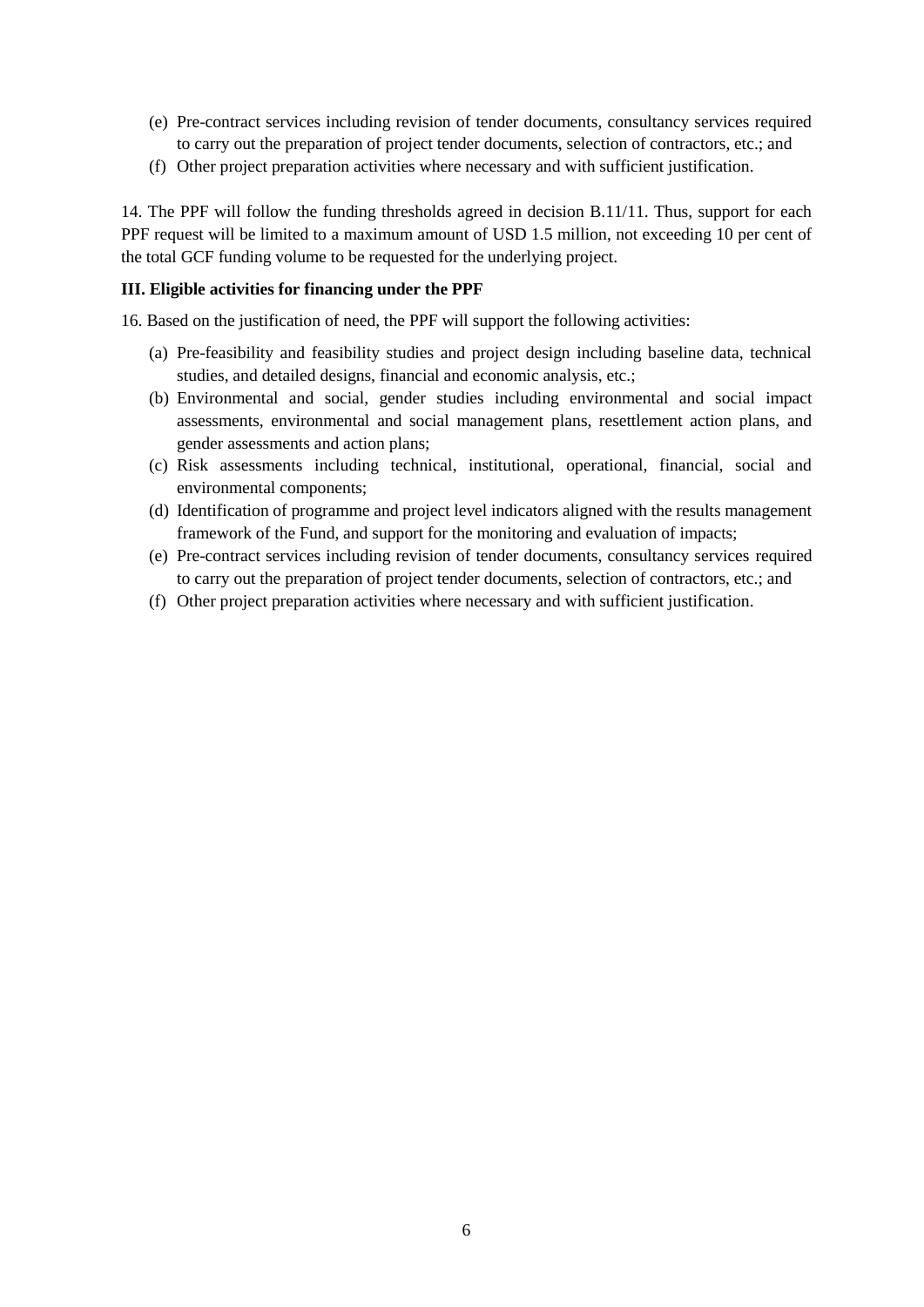(e) Pre-contract services including revision of tender documents, consultancy services required to carry out the preparation of project tender documents, selection of contractors, etc.; and
(f) Other project preparation activities where necessary and with sufficient justification.

14. The PPF will follow the funding thresholds agreed in decision B.11/11. Thus, support for each PPF request will be limited to a maximum amount of USD 1.5 million, not exceeding 10 per cent of the total GCF funding volume to be requested for the underlying project.

**III. Eligible activities for financing under the PPF**

16. Based on the justification of need, the PPF will support the following activities:

(a) Pre-feasibility and feasibility studies and project design including baseline data, technical studies, and detailed designs, financial and economic analysis, etc.;
(b) Environmental and social, gender studies including environmental and social impact assessments, environmental and social management plans, resettlement action plans, and gender assessments and action plans;
(c) Risk assessments including technical, institutional, operational, financial, social and environmental components;
(d) Identification of programme and project level indicators aligned with the results management framework of the Fund, and support for the monitoring and evaluation of impacts;
(e) Pre-contract services including revision of tender documents, consultancy services required to carry out the preparation of project tender documents, selection of contractors, etc.; and
(f) Other project preparation activities where necessary and with sufficient justification.